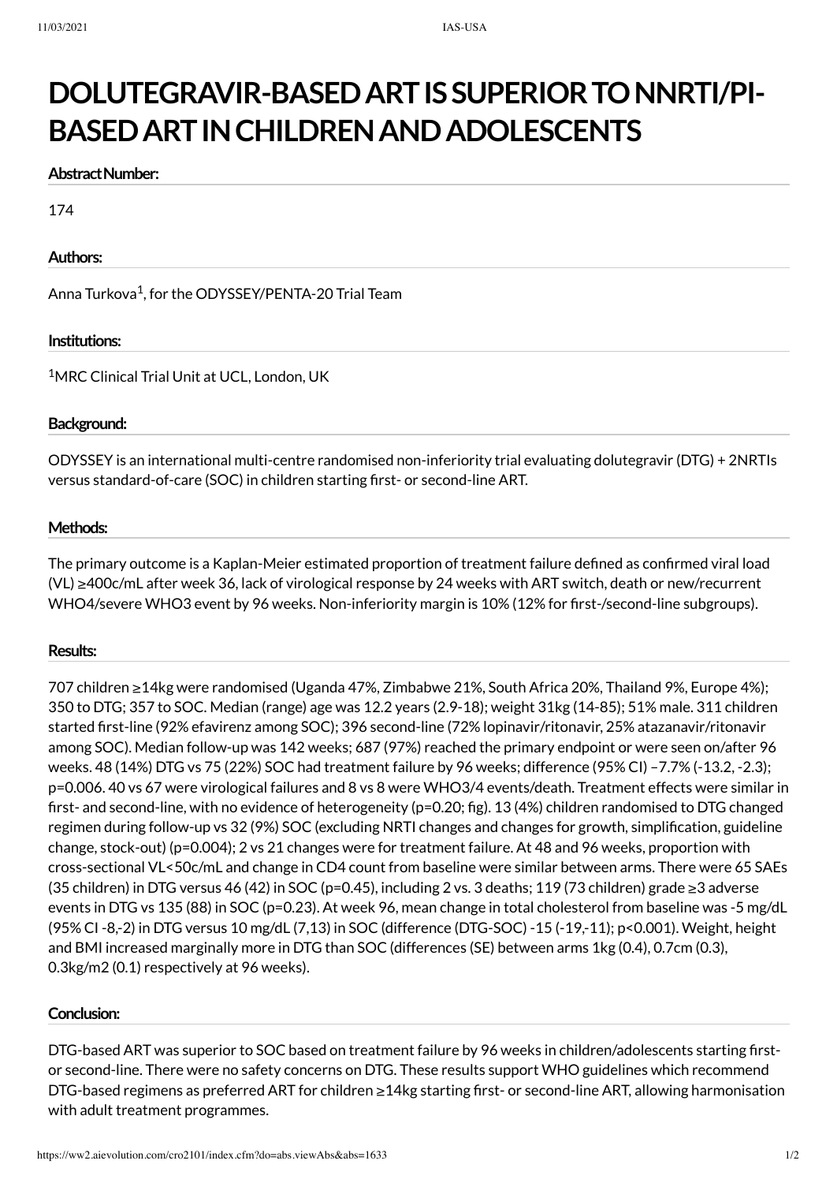# DOLUTEGRAVIR-BASED ART IS SUPERIOR TO NNRTI/PI-BASED ART IN CHILDREN AND ADOLESCENTS

**Abstract Number:**

174

**Authors:**

Anna Turkova[1], for the ODYSSEY/PENTA-20 Trial Team

**Institutions:**

[1]MRC Clinical Trial Unit at UCL, London, UK

**Background:**

ODYSSEY is an international multi-centre randomised non-inferiority trial evaluating dolutegravir (DTG) + 2NRTIs versus standard-of-care (SOC) in children starting first- or second-line ART.

**Methods:**

The primary outcome is a Kaplan-Meier estimated proportion of treatment failure defined as confirmed viral load (VL) ≥400c/mL after week 36, lack of virological response by 24 weeks with ART switch, death or new/recurrent WHO4/severe WHO3 event by 96 weeks. Non-inferiority margin is 10% (12% for first-/second-line subgroups).

**Results:**

707 children ≥14kg were randomised (Uganda 47%, Zimbabwe 21%, South Africa 20%, Thailand 9%, Europe 4%); 350 to DTG; 357 to SOC. Median (range) age was 12.2 years (2.9-18); weight 31kg (14-85); 51% male. 311 children started first-line (92% efavirenz among SOC); 396 second-line (72% lopinavir/ritonavir, 25% atazanavir/ritonavir among SOC). Median follow-up was 142 weeks; 687 (97%) reached the primary endpoint or were seen on/after 96 weeks. 48 (14%) DTG vs 75 (22%) SOC had treatment failure by 96 weeks; difference (95% CI) –7.7% (-13.2, -2.3); p=0.006. 40 vs 67 were virological failures and 8 vs 8 were WHO3/4 events/death. Treatment effects were similar in first- and second-line, with no evidence of heterogeneity (p=0.20; fig). 13 (4%) children randomised to DTG changed regimen during follow-up vs 32 (9%) SOC (excluding NRTI changes and changes for growth, simplification, guideline change, stock-out) (p=0.004); 2 vs 21 changes were for treatment failure. At 48 and 96 weeks, proportion with cross-sectional VL<50c/mL and change in CD4 count from baseline were similar between arms. There were 65 SAEs (35 children) in DTG versus 46 (42) in SOC (p=0.45), including 2 vs. 3 deaths; 119 (73 children) grade ≥3 adverse events in DTG vs 135 (88) in SOC (p=0.23). At week 96, mean change in total cholesterol from baseline was -5 mg/dL (95% CI -8,-2) in DTG versus 10 mg/dL (7,13) in SOC (difference (DTG-SOC) -15 (-19,-11); p<0.001). Weight, height and BMI increased marginally more in DTG than SOC (differences (SE) between arms 1kg (0.4), 0.7cm (0.3), 0.3kg/m2 (0.1) respectively at 96 weeks).

**Conclusion:**

DTG-based ART was superior to SOC based on treatment failure by 96 weeks in children/adolescents starting first- or second-line. There were no safety concerns on DTG. These results support WHO guidelines which recommend DTG-based regimens as preferred ART for children ≥14kg starting first- or second-line ART, allowing harmonisation with adult treatment programmes.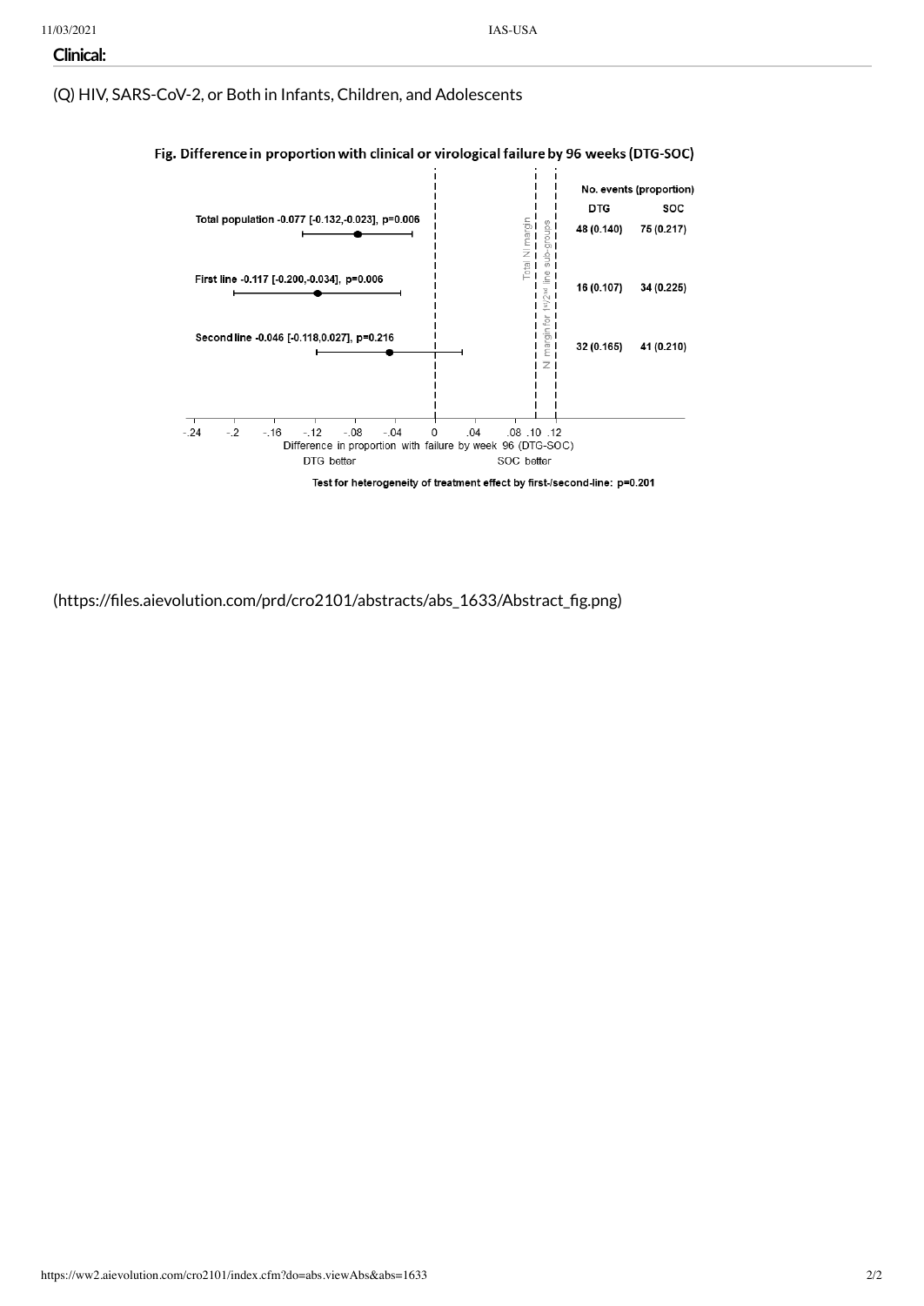**Clinical:**

(Q) HIV, SARS-CoV-2, or Both in Infants, Children, and Adolescents

Fig. Difference in proportion with clinical or virological failure by 96 weeks (DTG-SOC)

No. events (proportion)

DTG SOC

Total population -0.077 [-0.132,-0.023], p=0.006

48 (0.140) 75 (0.217)

First line -0.117 [-0.200,-0.034], p=0.006

16 (0.107) 34 (0.225)

Second line -0.046 [-0.118,0.027], p=0.216

32 (0.165) 41 (0.210)

Total NI margin

NI margin for 1st/2nd line sub-groups

-.24 -.2 -.16 -.12 -.08 -.04 0 .04 .08 .10 .12

Difference in proportion with failure by week 96 (DTG-SOC)

DTG better SOC better

Test for heterogeneity of treatment effect by first-/second-line: p=0.201

(https://files.aievolution.com/prd/cro2101/abstracts/abs_1633/Abstract_fig.png)